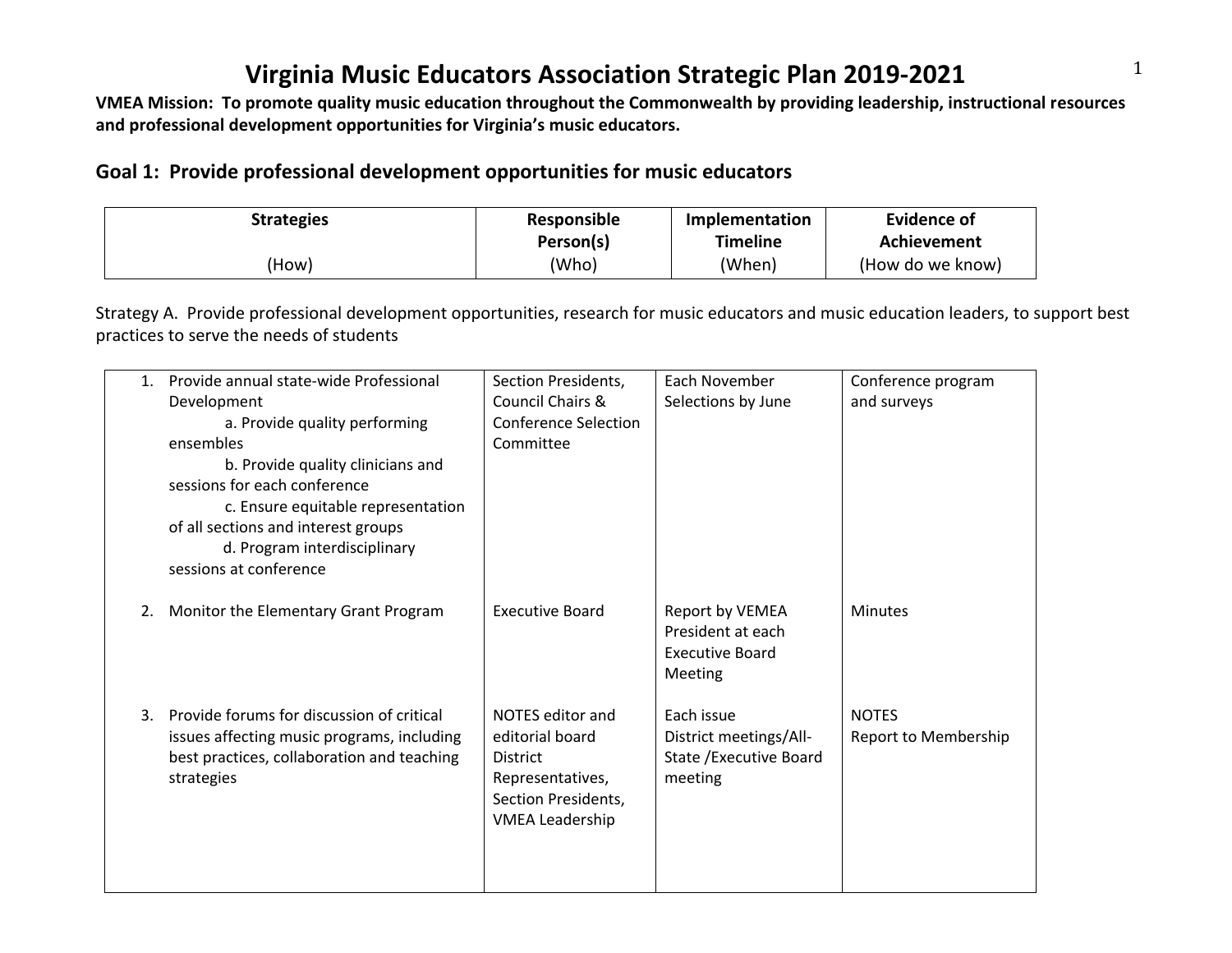# Virginia Music Educators Association Strategic Plan 2019-2021

**VMEA Mission: To promote quality music education throughout the Commonwealth by providing leadership, instructional resources and professional development opportunities for Virginia's music educators.**

## Goal 1: Provide professional development opportunities for music educators

| Strategies (How) | Responsible Person(s) (Who) | Implementation Timeline (When) | Evidence of Achievement (How do we know) |
|---|---|---|---|

Strategy A. Provide professional development opportunities, research for music educators and music education leaders, to support best practices to serve the needs of students

| Strategies | Responsible Person(s) | Implementation Timeline | Evidence of Achievement |
|---|---|---|---|
| 1. Provide annual state-wide Professional Development<br>a. Provide quality performing ensembles<br>b. Provide quality clinicians and sessions for each conference<br>c. Ensure equitable representation of all sections and interest groups<br>d. Program interdisciplinary sessions at conference | Section Presidents, Council Chairs & Conference Selection Committee | Each November<br>Selections by June | Conference program and surveys |
| 2. Monitor the Elementary Grant Program | Executive Board | Report by VEMEA President at each Executive Board Meeting | Minutes |
| 3. Provide forums for discussion of critical issues affecting music programs, including best practices, collaboration and teaching strategies | NOTES editor and editorial board<br>District Representatives, Section Presidents, VMEA Leadership | Each issue<br>District meetings/All-State /Executive Board meeting | NOTES<br>Report to Membership |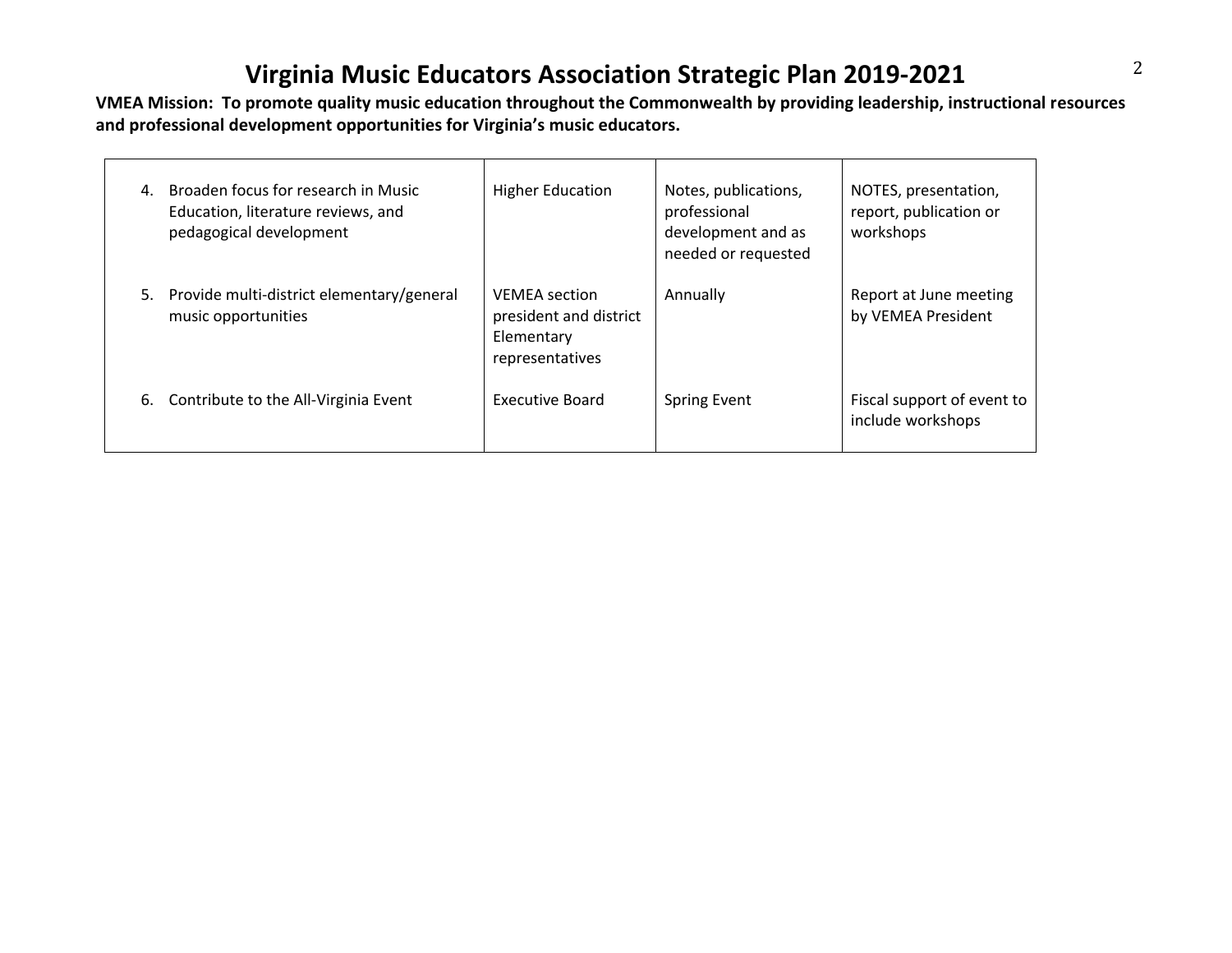# Virginia Music Educators Association Strategic Plan 2019-2021

**VMEA Mission: To promote quality music education throughout the Commonwealth by providing leadership, instructional resources and professional development opportunities for Virginia's music educators.**

| | | | |
|---|---|---|---|
| 4. Broaden focus for research in Music Education, literature reviews, and pedagogical development | Higher Education | Notes, publications, professional development and as needed or requested | NOTES, presentation, report, publication or workshops |
| 5. Provide multi-district elementary/general music opportunities | VEMEA section president and district Elementary representatives | Annually | Report at June meeting by VEMEA President |
| 6. Contribute to the All-Virginia Event | Executive Board | Spring Event | Fiscal support of event to include workshops |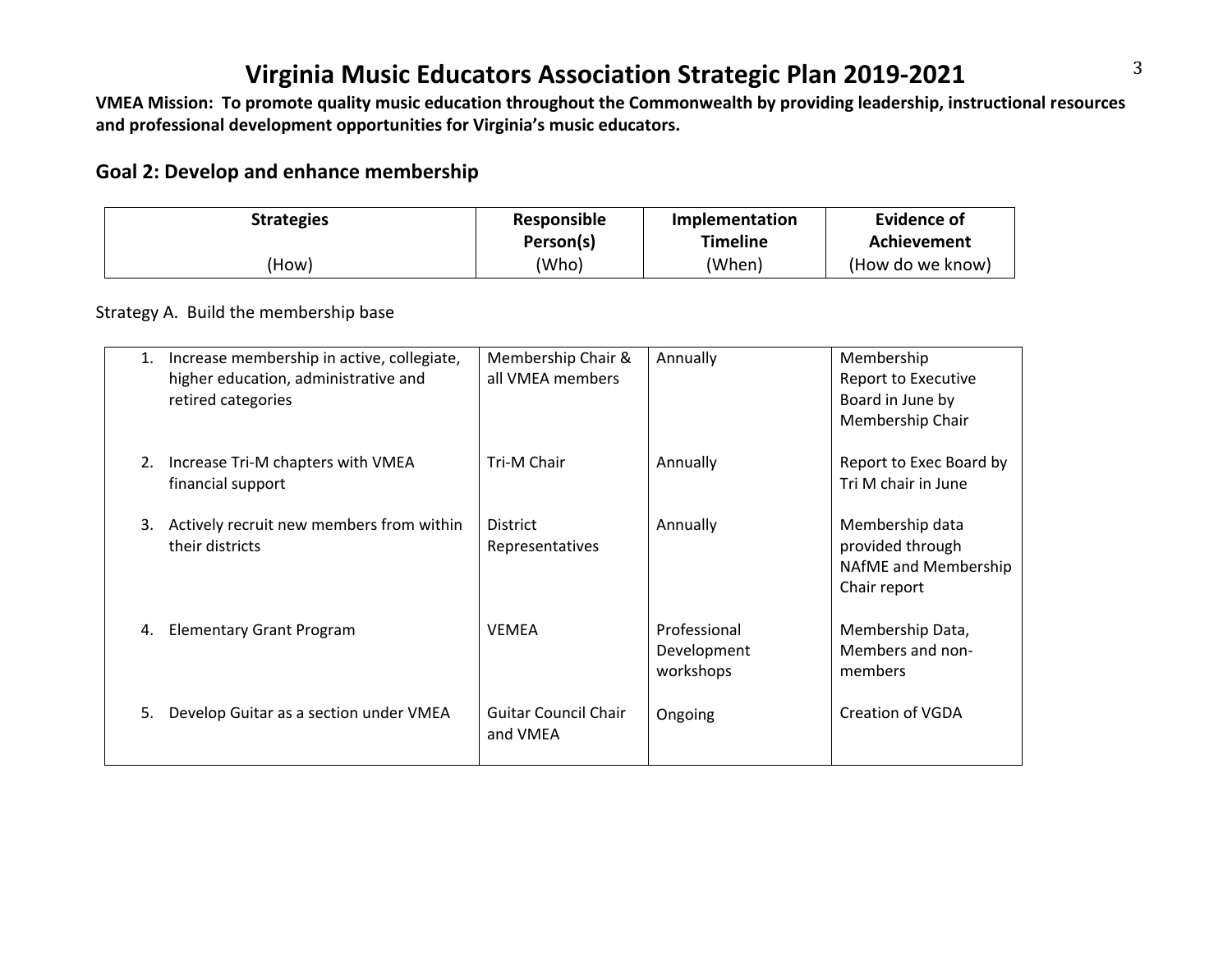# Virginia Music Educators Association Strategic Plan 2019-2021

**VMEA Mission: To promote quality music education throughout the Commonwealth by providing leadership, instructional resources and professional development opportunities for Virginia's music educators.**

## Goal 2: Develop and enhance membership

| Strategies (How) | Responsible Person(s) (Who) | Implementation Timeline (When) | Evidence of Achievement (How do we know) |
|---|---|---|---|

Strategy A. Build the membership base

| Strategies | Responsible Person(s) | Implementation Timeline | Evidence of Achievement |
|---|---|---|---|
| 1. Increase membership in active, collegiate, higher education, administrative and retired categories | Membership Chair & all VMEA members | Annually | Membership Report to Executive Board in June by Membership Chair |
| 2. Increase Tri-M chapters with VMEA financial support | Tri-M Chair | Annually | Report to Exec Board by Tri M chair in June |
| 3. Actively recruit new members from within their districts | District Representatives | Annually | Membership data provided through NAfME and Membership Chair report |
| 4. Elementary Grant Program | VEMEA | Professional Development workshops | Membership Data, Members and non-members |
| 5. Develop Guitar as a section under VMEA | Guitar Council Chair and VMEA | Ongoing | Creation of VGDA |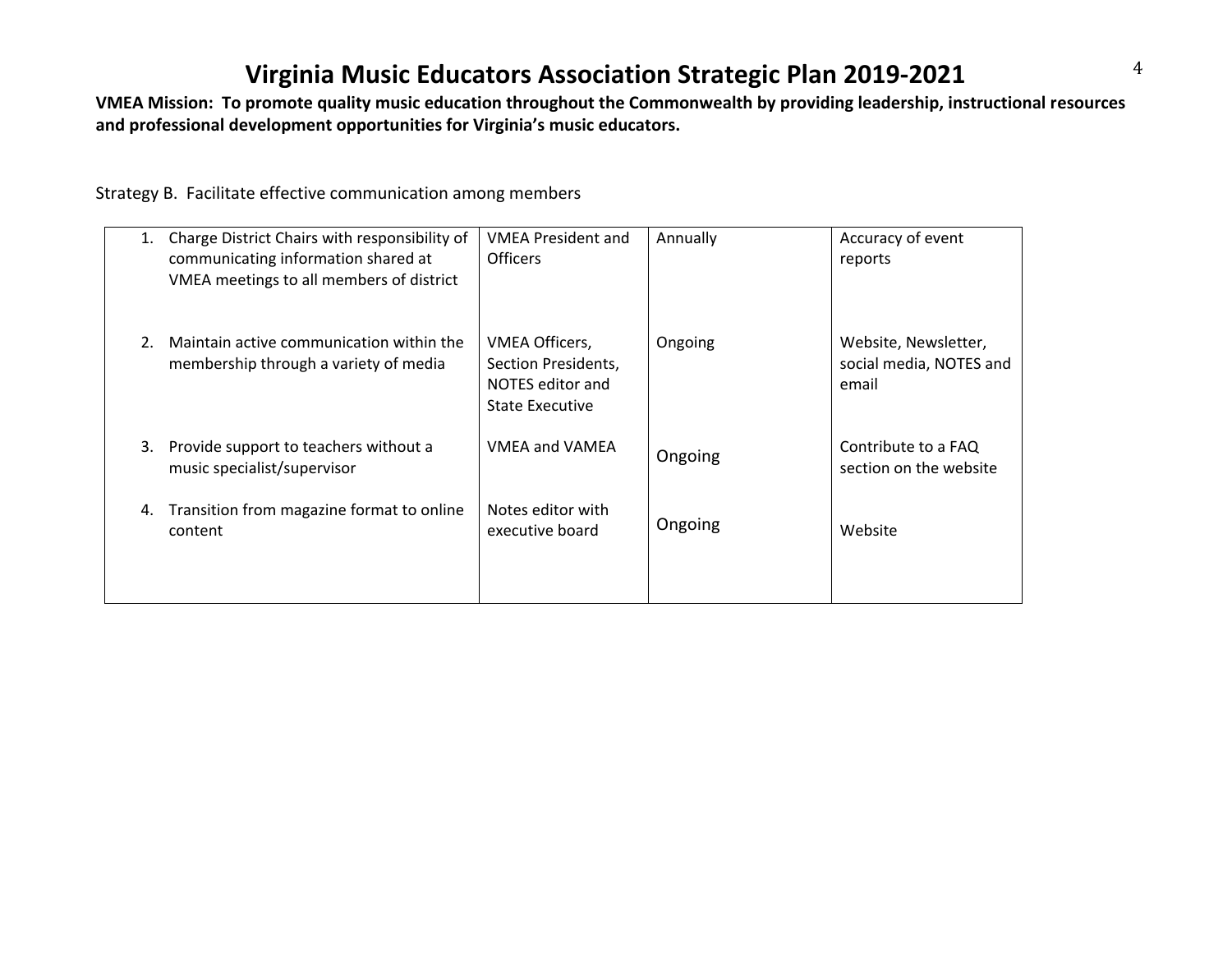# Virginia Music Educators Association Strategic Plan 2019-2021

**VMEA Mission: To promote quality music education throughout the Commonwealth by providing leadership, instructional resources and professional development opportunities for Virginia's music educators.**

Strategy B. Facilitate effective communication among members

| | | | |
|---|---|---|---|
| 1. Charge District Chairs with responsibility of communicating information shared at VMEA meetings to all members of district | VMEA President and Officers | Annually | Accuracy of event reports |
| 2. Maintain active communication within the membership through a variety of media | VMEA Officers, Section Presidents, NOTES editor and State Executive | Ongoing | Website, Newsletter, social media, NOTES and email |
| 3. Provide support to teachers without a music specialist/supervisor | VMEA and VAMEA | Ongoing | Contribute to a FAQ section on the website |
| 4. Transition from magazine format to online content | Notes editor with executive board | Ongoing | Website |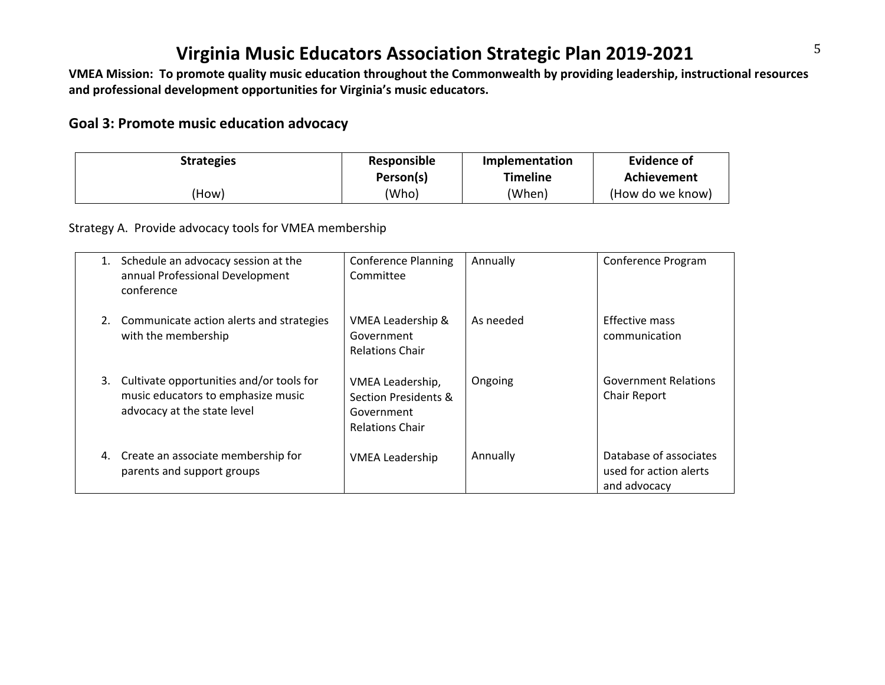# Virginia Music Educators Association Strategic Plan 2019-2021

**VMEA Mission: To promote quality music education throughout the Commonwealth by providing leadership, instructional resources and professional development opportunities for Virginia's music educators.**

## Goal 3: Promote music education advocacy

Strategy A. Provide advocacy tools for VMEA membership

| Strategies (How) | Responsible Person(s) (Who) | Implementation Timeline (When) | Evidence of Achievement (How do we know) |
|---|---|---|---|
| 1. Schedule an advocacy session at the annual Professional Development conference | Conference Planning Committee | Annually | Conference Program |
| 2. Communicate action alerts and strategies with the membership | VMEA Leadership & Government Relations Chair | As needed | Effective mass communication |
| 3. Cultivate opportunities and/or tools for music educators to emphasize music advocacy at the state level | VMEA Leadership, Section Presidents & Government Relations Chair | Ongoing | Government Relations Chair Report |
| 4. Create an associate membership for parents and support groups | VMEA Leadership | Annually | Database of associates used for action alerts and advocacy |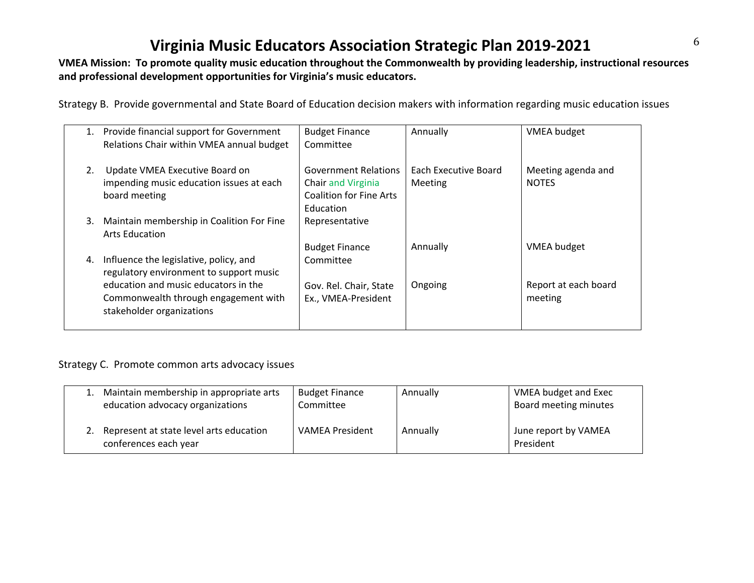# Virginia Music Educators Association Strategic Plan 2019-2021

**VMEA Mission: To promote quality music education throughout the Commonwealth by providing leadership, instructional resources and professional development opportunities for Virginia's music educators.**

Strategy B. Provide governmental and State Board of Education decision makers with information regarding music education issues

| | | | |
|---|---|---|---|
| 1. Provide financial support for Government Relations Chair within VMEA annual budget | Budget Finance Committee | Annually | VMEA budget |
| 2. Update VMEA Executive Board on impending music education issues at each board meeting | Government Relations Chair and Virginia Coalition for Fine Arts Education Representative | Each Executive Board Meeting | Meeting agenda and NOTES |
| 3. Maintain membership in Coalition For Fine Arts Education | Budget Finance Committee | Annually | VMEA budget |
| 4. Influence the legislative, policy, and regulatory environment to support music education and music educators in the Commonwealth through engagement with stakeholder organizations | Gov. Rel. Chair, State Ex., VMEA-President | Ongoing | Report at each board meeting |

Strategy C. Promote common arts advocacy issues

| | | | |
|---|---|---|---|
| 1. Maintain membership in appropriate arts education advocacy organizations | Budget Finance Committee | Annually | VMEA budget and Exec Board meeting minutes |
| 2. Represent at state level arts education conferences each year | VAMEA President | Annually | June report by VAMEA President |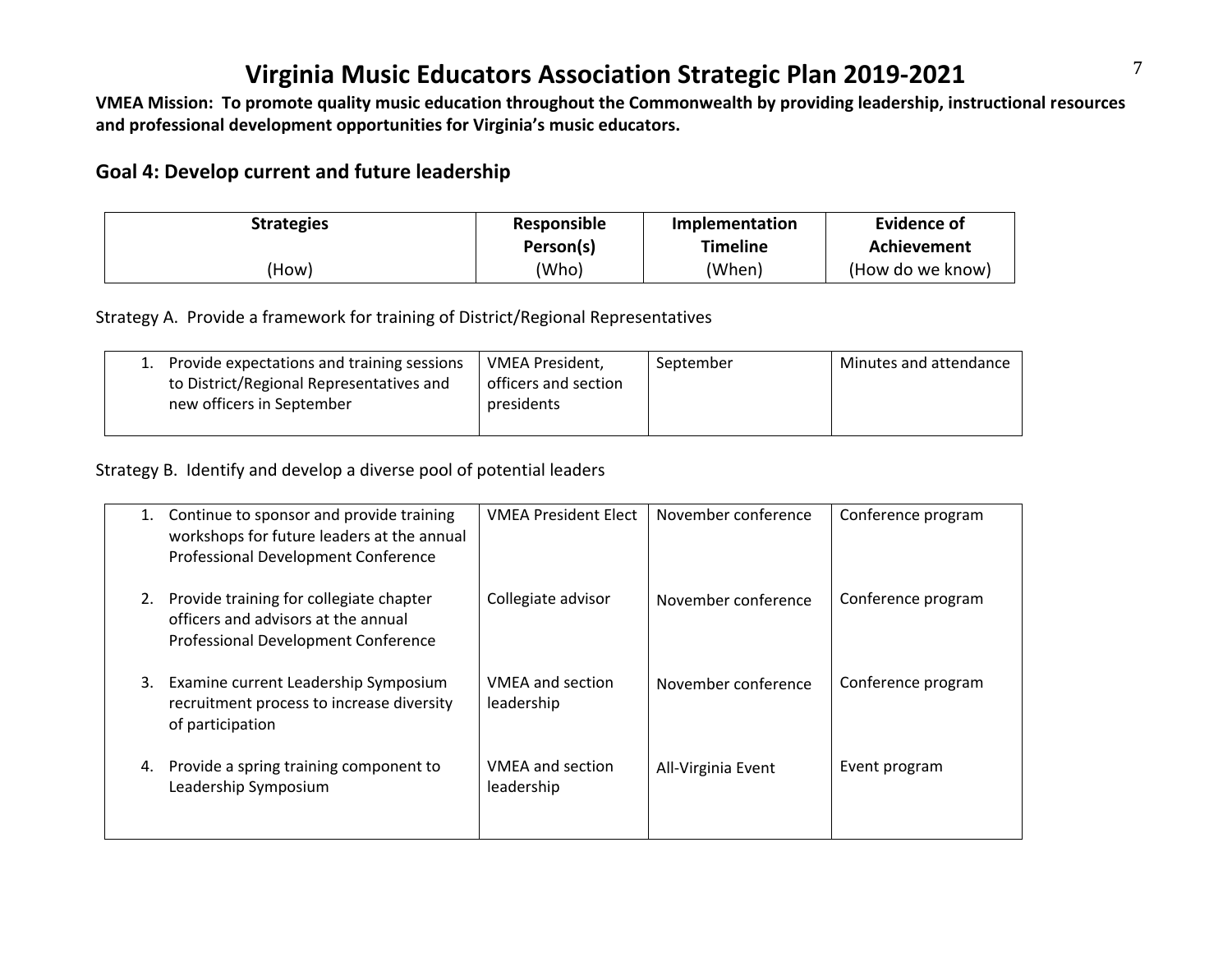# Virginia Music Educators Association Strategic Plan 2019-2021

**VMEA Mission: To promote quality music education throughout the Commonwealth by providing leadership, instructional resources and professional development opportunities for Virginia's music educators.**

## Goal 4: Develop current and future leadership

| Strategies (How) | Responsible Person(s) (Who) | Implementation Timeline (When) | Evidence of Achievement (How do we know) |
|---|---|---|---|

Strategy A. Provide a framework for training of District/Regional Representatives

| Strategies | Responsible Person(s) | Implementation Timeline | Evidence of Achievement |
|---|---|---|---|
| 1. Provide expectations and training sessions to District/Regional Representatives and new officers in September | VMEA President, officers and section presidents | September | Minutes and attendance |

Strategy B. Identify and develop a diverse pool of potential leaders

| Strategies | Responsible Person(s) | Implementation Timeline | Evidence of Achievement |
|---|---|---|---|
| 1. Continue to sponsor and provide training workshops for future leaders at the annual Professional Development Conference | VMEA President Elect | November conference | Conference program |
| 2. Provide training for collegiate chapter officers and advisors at the annual Professional Development Conference | Collegiate advisor | November conference | Conference program |
| 3. Examine current Leadership Symposium recruitment process to increase diversity of participation | VMEA and section leadership | November conference | Conference program |
| 4. Provide a spring training component to Leadership Symposium | VMEA and section leadership | All-Virginia Event | Event program |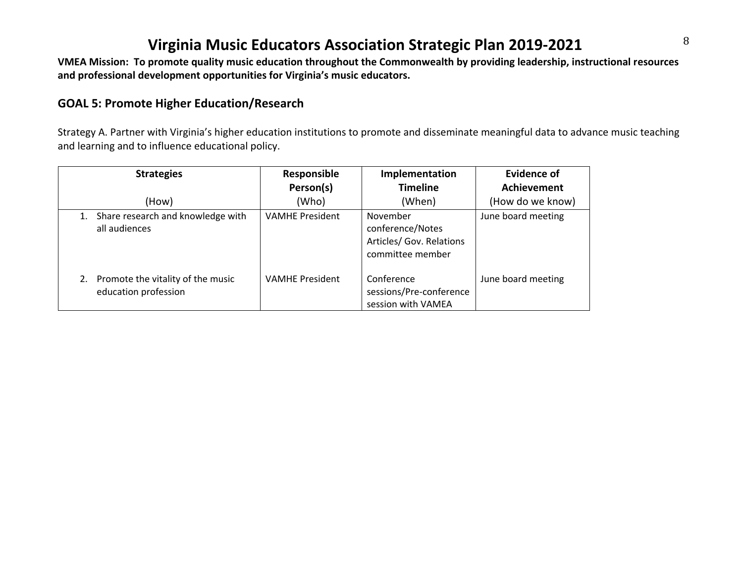# Virginia Music Educators Association Strategic Plan 2019-2021

**VMEA Mission: To promote quality music education throughout the Commonwealth by providing leadership, instructional resources and professional development opportunities for Virginia's music educators.**

## GOAL 5: Promote Higher Education/Research

Strategy A. Partner with Virginia's higher education institutions to promote and disseminate meaningful data to advance music teaching and learning and to influence educational policy.

| **Strategies** (How) | **Responsible Person(s)** (Who) | **Implementation Timeline** (When) | **Evidence of Achievement** (How do we know) |
|---|---|---|---|
| 1. Share research and knowledge with all audiences | VAMHE President | November conference/Notes Articles/ Gov. Relations committee member | June board meeting |
| 2. Promote the vitality of the music education profession | VAMHE President | Conference sessions/Pre-conference session with VAMEA | June board meeting |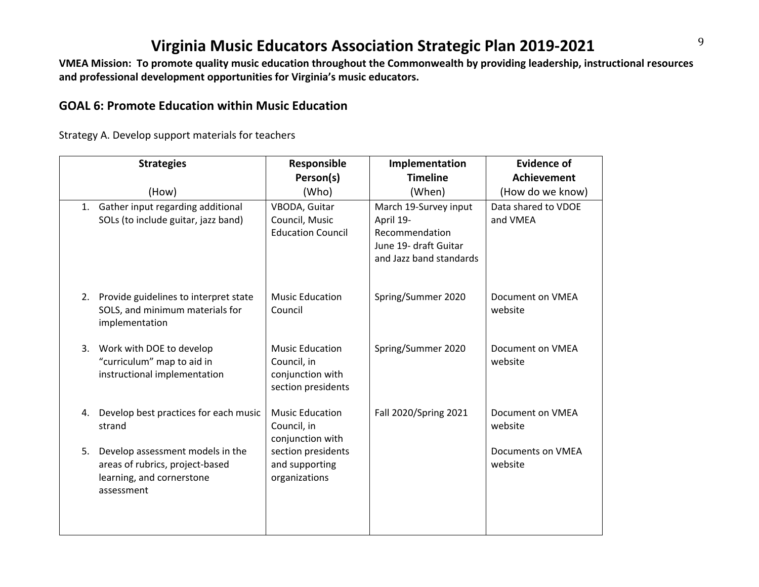# Virginia Music Educators Association Strategic Plan 2019-2021

**VMEA Mission: To promote quality music education throughout the Commonwealth by providing leadership, instructional resources and professional development opportunities for Virginia's music educators.**

## GOAL 6: Promote Education within Music Education

Strategy A. Develop support materials for teachers

| **Strategies**<br><br>(How) | **Responsible Person(s)**<br>(Who) | **Implementation Timeline**<br>(When) | **Evidence of Achievement**<br>(How do we know) |
|---|---|---|---|
| 1. Gather input regarding additional SOLs (to include guitar, jazz band) | VBODA, Guitar Council, Music Education Council | March 19-Survey input<br>April 19-Recommendation<br>June 19- draft Guitar and Jazz band standards | Data shared to VDOE and VMEA |
| 2. Provide guidelines to interpret state SOLS, and minimum materials for implementation | Music Education Council | Spring/Summer 2020 | Document on VMEA website |
| 3. Work with DOE to develop "curriculum" map to aid in instructional implementation | Music Education Council, in conjunction with section presidents | Spring/Summer 2020 | Document on VMEA website |
| 4. Develop best practices for each music strand<br><br>5. Develop assessment models in the areas of rubrics, project-based learning, and cornerstone assessment | Music Education Council, in conjunction with section presidents and supporting organizations | Fall 2020/Spring 2021 | Document on VMEA website<br><br>Documents on VMEA website |